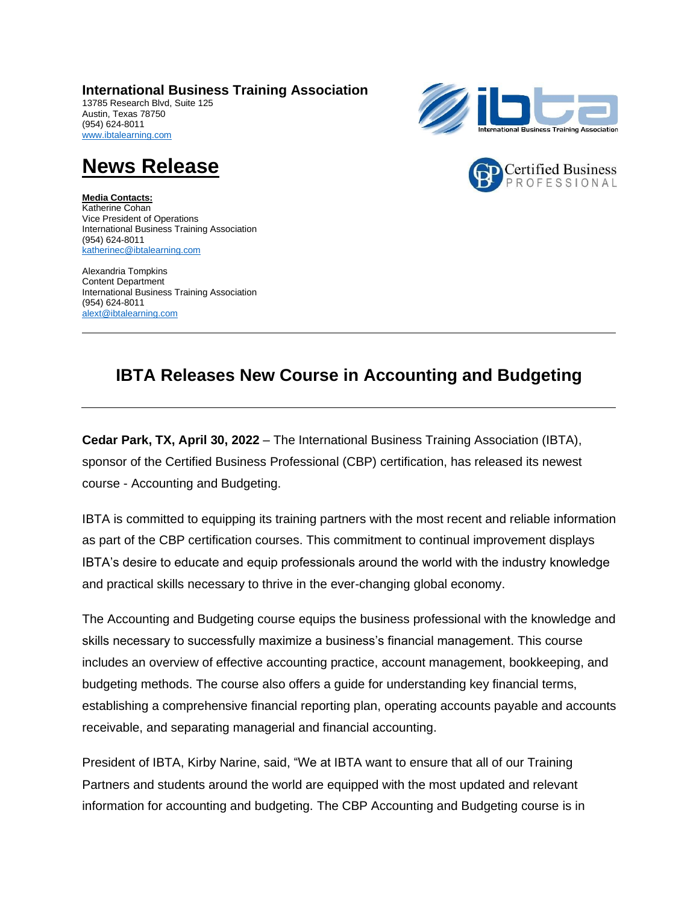**International Business Training Association**
13785 Research Blvd, Suite 125
Austin, Texas 78750
(954) 624-8011
www.ibtalearning.com

# News Release

**Media Contacts:**
Katherine Cohan
Vice President of Operations
International Business Training Association
(954) 624-8011
katherinec@ibtalearning.com

Alexandria Tompkins
Content Department
International Business Training Association
(954) 624-8011
alext@ibtalearning.com

---

## IBTA Releases New Course in Accounting and Budgeting

---

**Cedar Park, TX, April 30, 2022** – The International Business Training Association (IBTA), sponsor of the Certified Business Professional (CBP) certification, has released its newest course - Accounting and Budgeting.

IBTA is committed to equipping its training partners with the most recent and reliable information as part of the CBP certification courses. This commitment to continual improvement displays IBTA's desire to educate and equip professionals around the world with the industry knowledge and practical skills necessary to thrive in the ever-changing global economy.

The Accounting and Budgeting course equips the business professional with the knowledge and skills necessary to successfully maximize a business's financial management. This course includes an overview of effective accounting practice, account management, bookkeeping, and budgeting methods. The course also offers a guide for understanding key financial terms, establishing a comprehensive financial reporting plan, operating accounts payable and accounts receivable, and separating managerial and financial accounting.

President of IBTA, Kirby Narine, said, "We at IBTA want to ensure that all of our Training Partners and students around the world are equipped with the most updated and relevant information for accounting and budgeting. The CBP Accounting and Budgeting course is in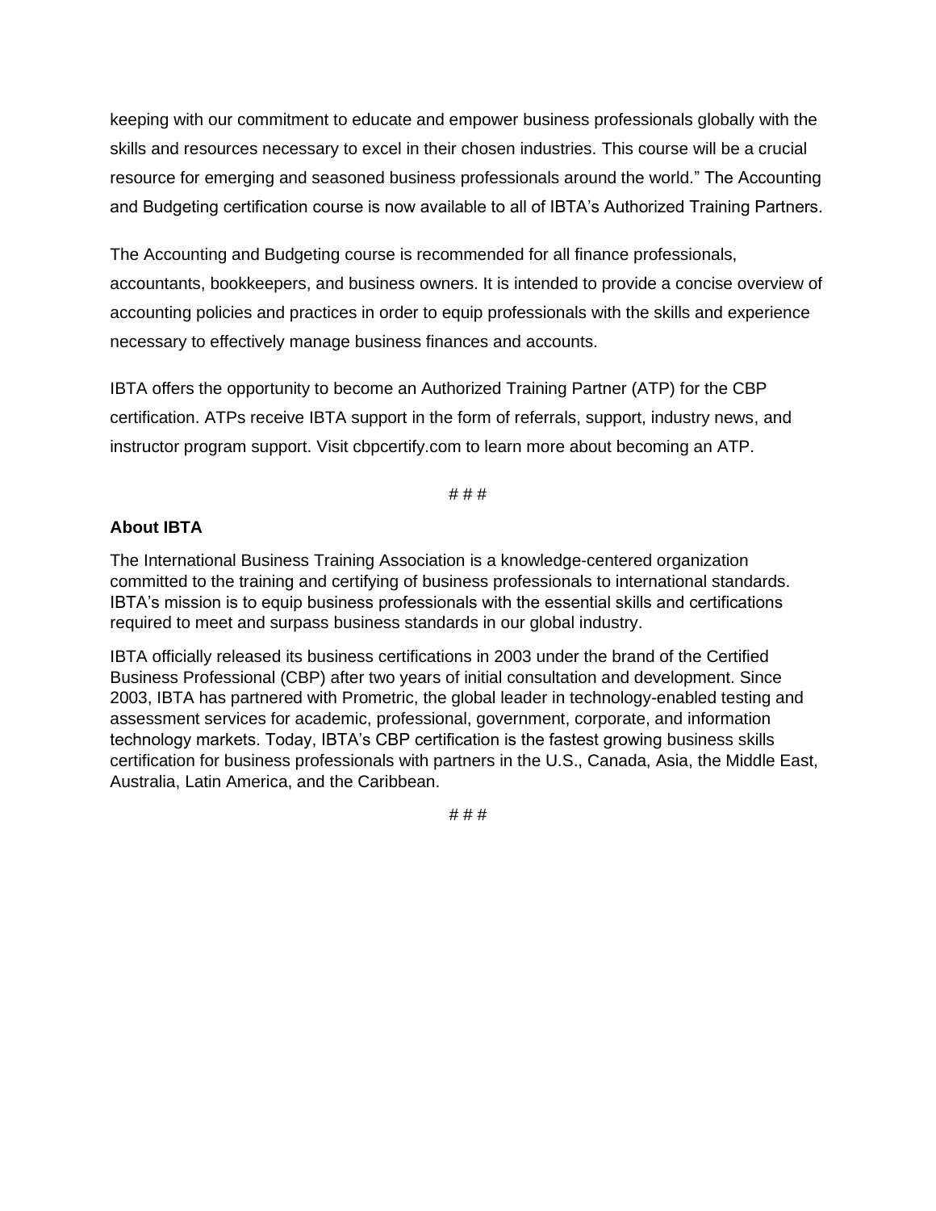keeping with our commitment to educate and empower business professionals globally with the skills and resources necessary to excel in their chosen industries. This course will be a crucial resource for emerging and seasoned business professionals around the world." The Accounting and Budgeting certification course is now available to all of IBTA's Authorized Training Partners.

The Accounting and Budgeting course is recommended for all finance professionals, accountants, bookkeepers, and business owners. It is intended to provide a concise overview of accounting policies and practices in order to equip professionals with the skills and experience necessary to effectively manage business finances and accounts.

IBTA offers the opportunity to become an Authorized Training Partner (ATP) for the CBP certification. ATPs receive IBTA support in the form of referrals, support, industry news, and instructor program support. Visit cbpcertify.com to learn more about becoming an ATP.

# # #

**About IBTA**

The International Business Training Association is a knowledge-centered organization committed to the training and certifying of business professionals to international standards. IBTA's mission is to equip business professionals with the essential skills and certifications required to meet and surpass business standards in our global industry.

IBTA officially released its business certifications in 2003 under the brand of the Certified Business Professional (CBP) after two years of initial consultation and development. Since 2003, IBTA has partnered with Prometric, the global leader in technology-enabled testing and assessment services for academic, professional, government, corporate, and information technology markets. Today, IBTA's CBP certification is the fastest growing business skills certification for business professionals with partners in the U.S., Canada, Asia, the Middle East, Australia, Latin America, and the Caribbean.

# # #